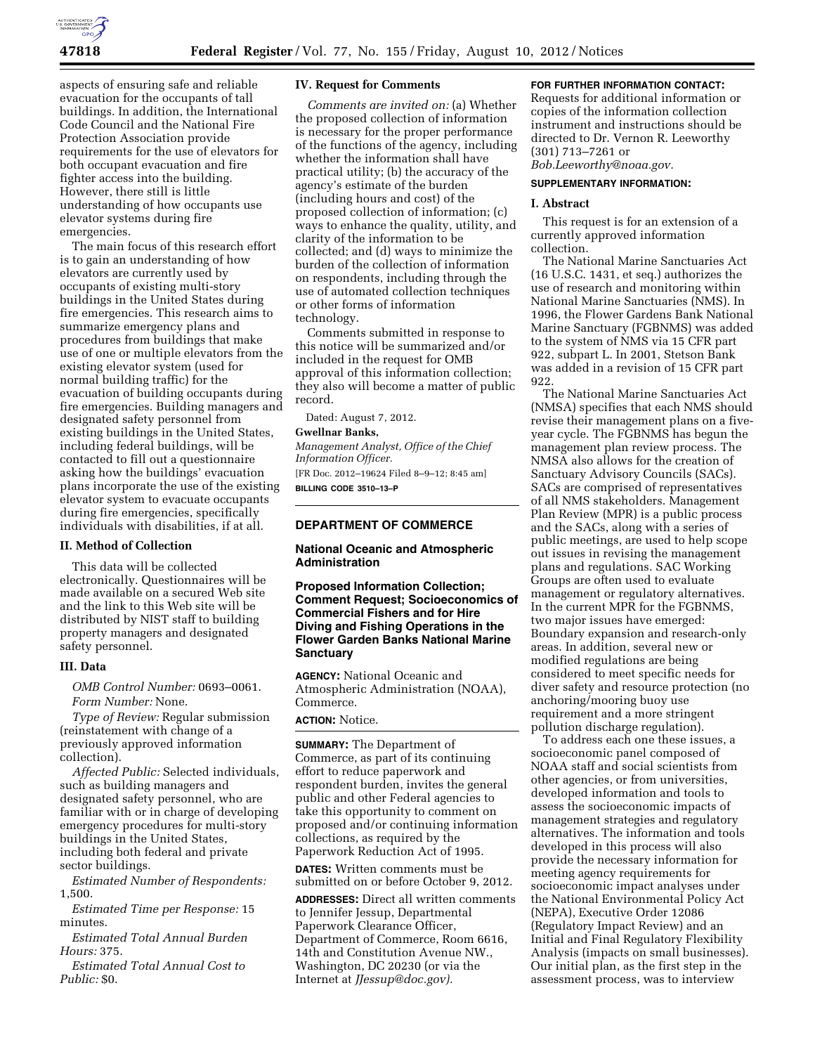aspects of ensuring safe and reliable evacuation for the occupants of tall buildings. In addition, the International Code Council and the National Fire Protection Association provide requirements for the use of elevators for both occupant evacuation and fire fighter access into the building. However, there still is little understanding of how occupants use elevator systems during fire emergencies.

The main focus of this research effort is to gain an understanding of how elevators are currently used by occupants of existing multi-story buildings in the United States during fire emergencies. This research aims to summarize emergency plans and procedures from buildings that make use of one or multiple elevators from the existing elevator system (used for normal building traffic) for the evacuation of building occupants during fire emergencies. Building managers and designated safety personnel from existing buildings in the United States, including federal buildings, will be contacted to fill out a questionnaire asking how the buildings' evacuation plans incorporate the use of the existing elevator system to evacuate occupants during fire emergencies, specifically individuals with disabilities, if at all.

## II. Method of Collection

This data will be collected electronically. Questionnaires will be made available on a secured Web site and the link to this Web site will be distributed by NIST staff to building property managers and designated safety personnel.

## III. Data

*OMB Control Number:* 0693–0061.

*Form Number:* None.

*Type of Review:* Regular submission (reinstatement with change of a previously approved information collection).

*Affected Public:* Selected individuals, such as building managers and designated safety personnel, who are familiar with or in charge of developing emergency procedures for multi-story buildings in the United States, including both federal and private sector buildings.

*Estimated Number of Respondents:* 1,500.

*Estimated Time per Response:* 15 minutes.

*Estimated Total Annual Burden Hours:* 375.

*Estimated Total Annual Cost to Public:* $0.

## IV. Request for Comments

*Comments are invited on:* (a) Whether the proposed collection of information is necessary for the proper performance of the functions of the agency, including whether the information shall have practical utility; (b) the accuracy of the agency's estimate of the burden (including hours and cost) of the proposed collection of information; (c) ways to enhance the quality, utility, and clarity of the information to be collected; and (d) ways to minimize the burden of the collection of information on respondents, including through the use of automated collection techniques or other forms of information technology.

Comments submitted in response to this notice will be summarized and/or included in the request for OMB approval of this information collection; they also will become a matter of public record.

Dated: August 7, 2012.

**Gwellnar Banks,**

*Management Analyst, Office of the Chief Information Officer.*

[FR Doc. 2012–19624 Filed 8–9–12; 8:45 am]

**BILLING CODE 3510–13–P**

---

# DEPARTMENT OF COMMERCE

## National Oceanic and Atmospheric Administration

## Proposed Information Collection; Comment Request; Socioeconomics of Commercial Fishers and for Hire Diving and Fishing Operations in the Flower Garden Banks National Marine Sanctuary

**AGENCY:** National Oceanic and Atmospheric Administration (NOAA), Commerce.

**ACTION:** Notice.

**SUMMARY:** The Department of Commerce, as part of its continuing effort to reduce paperwork and respondent burden, invites the general public and other Federal agencies to take this opportunity to comment on proposed and/or continuing information collections, as required by the Paperwork Reduction Act of 1995.

**DATES:** Written comments must be submitted on or before October 9, 2012.

**ADDRESSES:** Direct all written comments to Jennifer Jessup, Departmental Paperwork Clearance Officer, Department of Commerce, Room 6616, 14th and Constitution Avenue NW., Washington, DC 20230 (or via the Internet at *JJessup@doc.gov).*

**FOR FURTHER INFORMATION CONTACT:** Requests for additional information or copies of the information collection instrument and instructions should be directed to Dr. Vernon R. Leeworthy (301) 713–7261 or *Bob.Leeworthy@noaa.gov.*

**SUPPLEMENTARY INFORMATION:**

## I. Abstract

This request is for an extension of a currently approved information collection.

The National Marine Sanctuaries Act (16 U.S.C. 1431, et seq.) authorizes the use of research and monitoring within National Marine Sanctuaries (NMS). In 1996, the Flower Gardens Bank National Marine Sanctuary (FGBNMS) was added to the system of NMS via 15 CFR part 922, subpart L. In 2001, Stetson Bank was added in a revision of 15 CFR part 922.

The National Marine Sanctuaries Act (NMSA) specifies that each NMS should revise their management plans on a five-year cycle. The FGBNMS has begun the management plan review process. The NMSA also allows for the creation of Sanctuary Advisory Councils (SACs). SACs are comprised of representatives of all NMS stakeholders. Management Plan Review (MPR) is a public process and the SACs, along with a series of public meetings, are used to help scope out issues in revising the management plans and regulations. SAC Working Groups are often used to evaluate management or regulatory alternatives. In the current MPR for the FGBNMS, two major issues have emerged: Boundary expansion and research-only areas. In addition, several new or modified regulations are being considered to meet specific needs for diver safety and resource protection (no anchoring/mooring buoy use requirement and a more stringent pollution discharge regulation).

To address each one these issues, a socioeconomic panel composed of NOAA staff and social scientists from other agencies, or from universities, developed information and tools to assess the socioeconomic impacts of management strategies and regulatory alternatives. The information and tools developed in this process will also provide the necessary information for meeting agency requirements for socioeconomic impact analyses under the National Environmental Policy Act (NEPA), Executive Order 12086 (Regulatory Impact Review) and an Initial and Final Regulatory Flexibility Analysis (impacts on small businesses). Our initial plan, as the first step in the assessment process, was to interview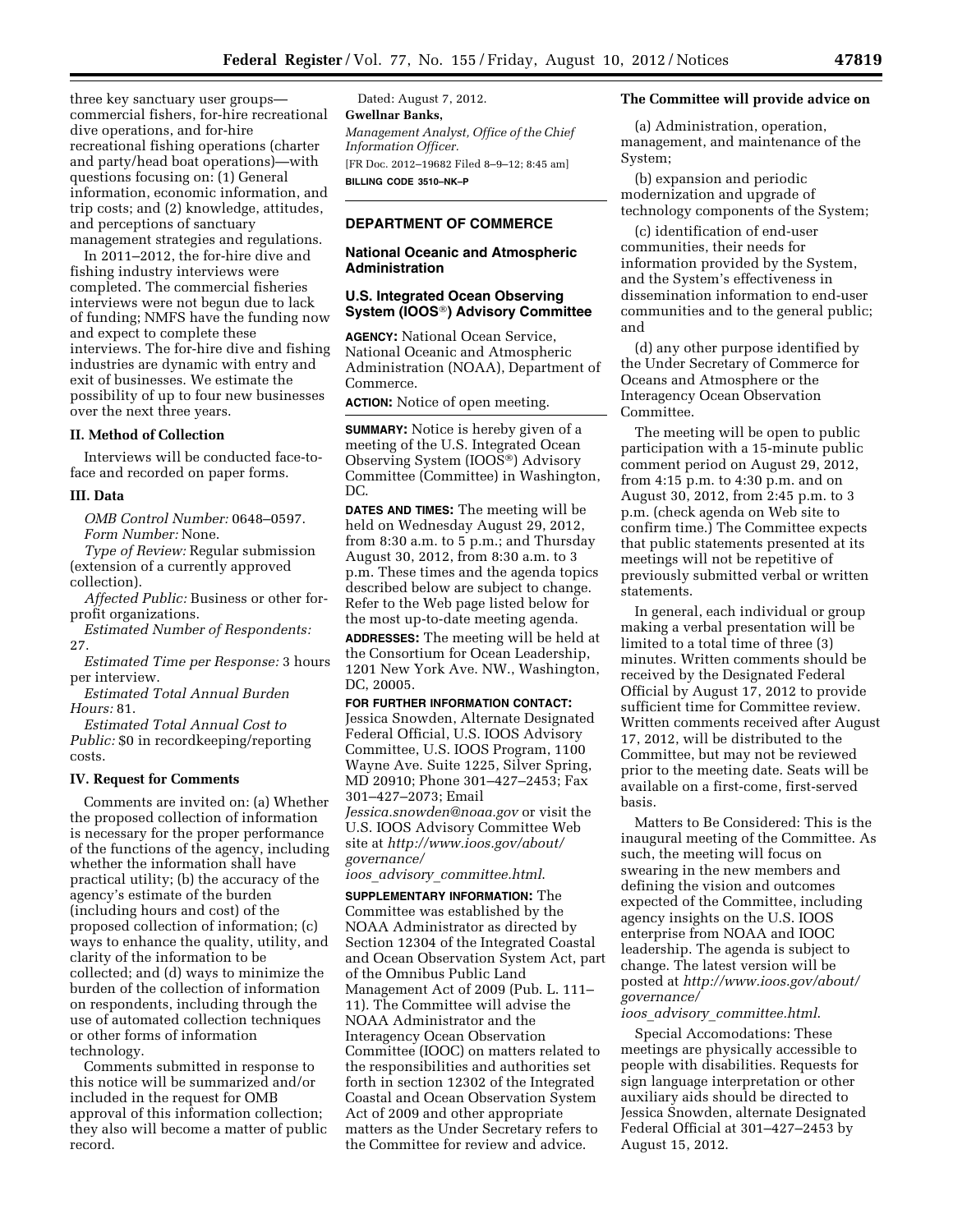three key sanctuary user groups—commercial fishers, for-hire recreational dive operations, and for-hire recreational fishing operations (charter and party/head boat operations)—with questions focusing on: (1) General information, economic information, and trip costs; and (2) knowledge, attitudes, and perceptions of sanctuary management strategies and regulations.

In 2011–2012, the for-hire dive and fishing industry interviews were completed. The commercial fisheries interviews were not begun due to lack of funding; NMFS have the funding now and expect to complete these interviews. The for-hire dive and fishing industries are dynamic with entry and exit of businesses. We estimate the possibility of up to four new businesses over the next three years.

## II. Method of Collection

Interviews will be conducted face-to-face and recorded on paper forms.

## III. Data

*OMB Control Number:* 0648–0597.

*Form Number:* None.

*Type of Review:* Regular submission (extension of a currently approved collection).

*Affected Public:* Business or other for-profit organizations.

*Estimated Number of Respondents:* 27.

*Estimated Time per Response:* 3 hours per interview.

*Estimated Total Annual Burden Hours:* 81.

*Estimated Total Annual Cost to Public:* $0 in recordkeeping/reporting costs.

## IV. Request for Comments

Comments are invited on: (a) Whether the proposed collection of information is necessary for the proper performance of the functions of the agency, including whether the information shall have practical utility; (b) the accuracy of the agency's estimate of the burden (including hours and cost) of the proposed collection of information; (c) ways to enhance the quality, utility, and clarity of the information to be collected; and (d) ways to minimize the burden of the collection of information on respondents, including through the use of automated collection techniques or other forms of information technology.

Comments submitted in response to this notice will be summarized and/or included in the request for OMB approval of this information collection; they also will become a matter of public record.

Dated: August 7, 2012.

**Gwellnar Banks,**

*Management Analyst, Office of the Chief Information Officer.*

[FR Doc. 2012–19682 Filed 8–9–12; 8:45 am]

**BILLING CODE 3510–NK–P**

---

# DEPARTMENT OF COMMERCE

## National Oceanic and Atmospheric Administration

## U.S. Integrated Ocean Observing System (IOOS®) Advisory Committee

**AGENCY:** National Ocean Service, National Oceanic and Atmospheric Administration (NOAA), Department of Commerce.

**ACTION:** Notice of open meeting.

**SUMMARY:** Notice is hereby given of a meeting of the U.S. Integrated Ocean Observing System (IOOS®) Advisory Committee (Committee) in Washington, DC.

**DATES AND TIMES:** The meeting will be held on Wednesday August 29, 2012, from 8:30 a.m. to 5 p.m.; and Thursday August 30, 2012, from 8:30 a.m. to 3 p.m. These times and the agenda topics described below are subject to change. Refer to the Web page listed below for the most up-to-date meeting agenda.

**ADDRESSES:** The meeting will be held at the Consortium for Ocean Leadership, 1201 New York Ave. NW., Washington, DC, 20005.

**FOR FURTHER INFORMATION CONTACT:** Jessica Snowden, Alternate Designated Federal Official, U.S. IOOS Advisory Committee, U.S. IOOS Program, 1100 Wayne Ave. Suite 1225, Silver Spring, MD 20910; Phone 301–427–2453; Fax 301–427–2073; Email *Jessica.snowden@noaa.gov* or visit the U.S. IOOS Advisory Committee Web site at *http://www.ioos.gov/about/governance/ioos_advisory_committee.html*.

**SUPPLEMENTARY INFORMATION:** The Committee was established by the NOAA Administrator as directed by Section 12304 of the Integrated Coastal and Ocean Observation System Act, part of the Omnibus Public Land Management Act of 2009 (Pub. L. 111–11). The Committee will advise the NOAA Administrator and the Interagency Ocean Observation Committee (IOOC) on matters related to the responsibilities and authorities set forth in section 12302 of the Integrated Coastal and Ocean Observation System Act of 2009 and other appropriate matters as the Under Secretary refers to the Committee for review and advice.

**The Committee will provide advice on**

(a) Administration, operation, management, and maintenance of the System;

(b) expansion and periodic modernization and upgrade of technology components of the System;

(c) identification of end-user communities, their needs for information provided by the System, and the System's effectiveness in dissemination information to end-user communities and to the general public; and

(d) any other purpose identified by the Under Secretary of Commerce for Oceans and Atmosphere or the Interagency Ocean Observation Committee.

The meeting will be open to public participation with a 15-minute public comment period on August 29, 2012, from 4:15 p.m. to 4:30 p.m. and on August 30, 2012, from 2:45 p.m. to 3 p.m. (check agenda on Web site to confirm time.) The Committee expects that public statements presented at its meetings will not be repetitive of previously submitted verbal or written statements.

In general, each individual or group making a verbal presentation will be limited to a total time of three (3) minutes. Written comments should be received by the Designated Federal Official by August 17, 2012 to provide sufficient time for Committee review. Written comments received after August 17, 2012, will be distributed to the Committee, but may not be reviewed prior to the meeting date. Seats will be available on a first-come, first-served basis.

Matters to Be Considered: This is the inaugural meeting of the Committee. As such, the meeting will focus on swearing in the new members and defining the vision and outcomes expected of the Committee, including agency insights on the U.S. IOOS enterprise from NOAA and IOOC leadership. The agenda is subject to change. The latest version will be posted at *http://www.ioos.gov/about/governance/ioos_advisory_committee.html*.

Special Accomodations: These meetings are physically accessible to people with disabilities. Requests for sign language interpretation or other auxiliary aids should be directed to Jessica Snowden, alternate Designated Federal Official at 301–427–2453 by August 15, 2012.